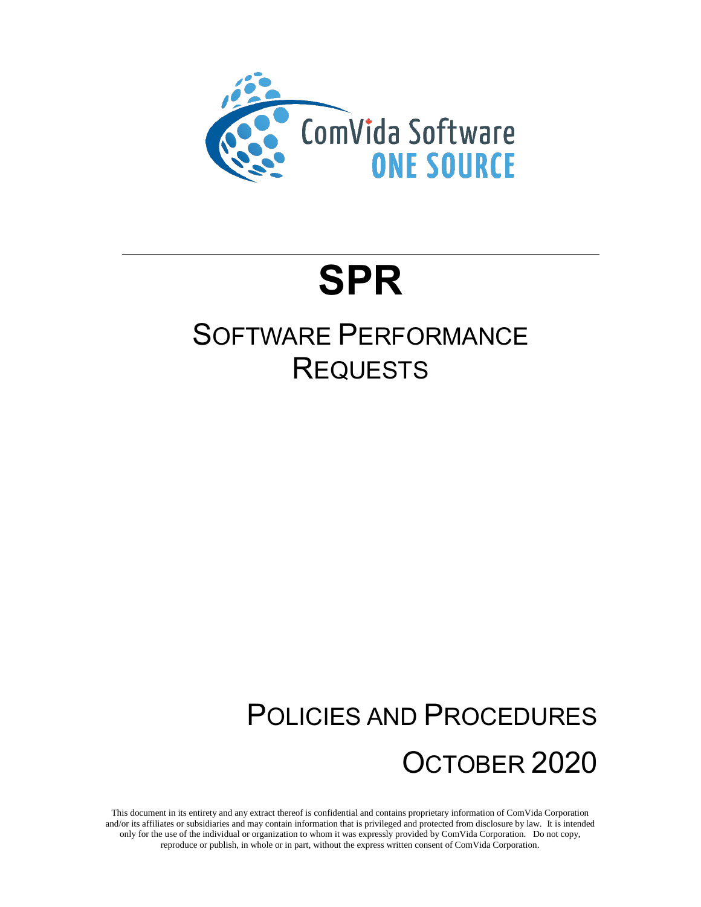ComVida Software
ONE SOURCE

# SPR

## SOFTWARE PERFORMANCE REQUESTS

## POLICIES AND PROCEDURES

## OCTOBER 2020

This document in its entirety and any extract thereof is confidential and contains proprietary information of ComVida Corporation and/or its affiliates or subsidiaries and may contain information that is privileged and protected from disclosure by law. It is intended only for the use of the individual or organization to whom it was expressly provided by ComVida Corporation. Do not copy, reproduce or publish, in whole or in part, without the express written consent of ComVida Corporation.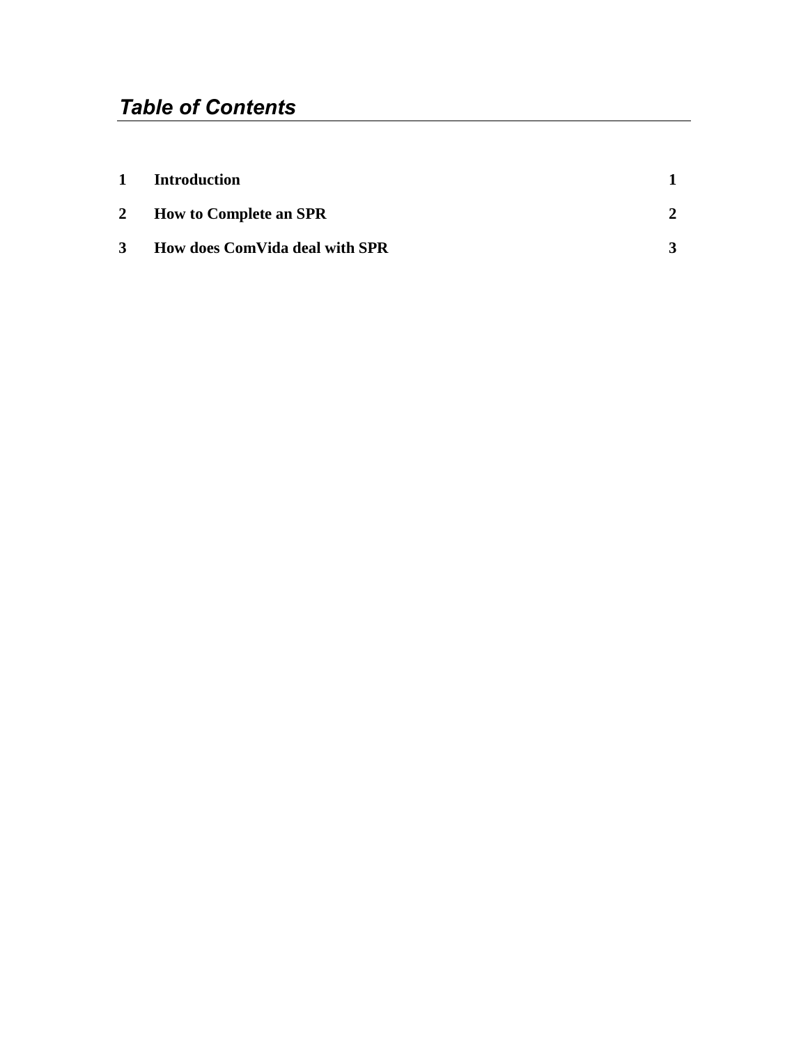# *Table of Contents*

| | | |
|---|---|---|
| **1** | **Introduction** | **1** |
| **2** | **How to Complete an SPR** | **2** |
| **3** | **How does ComVida deal with SPR** | **3** |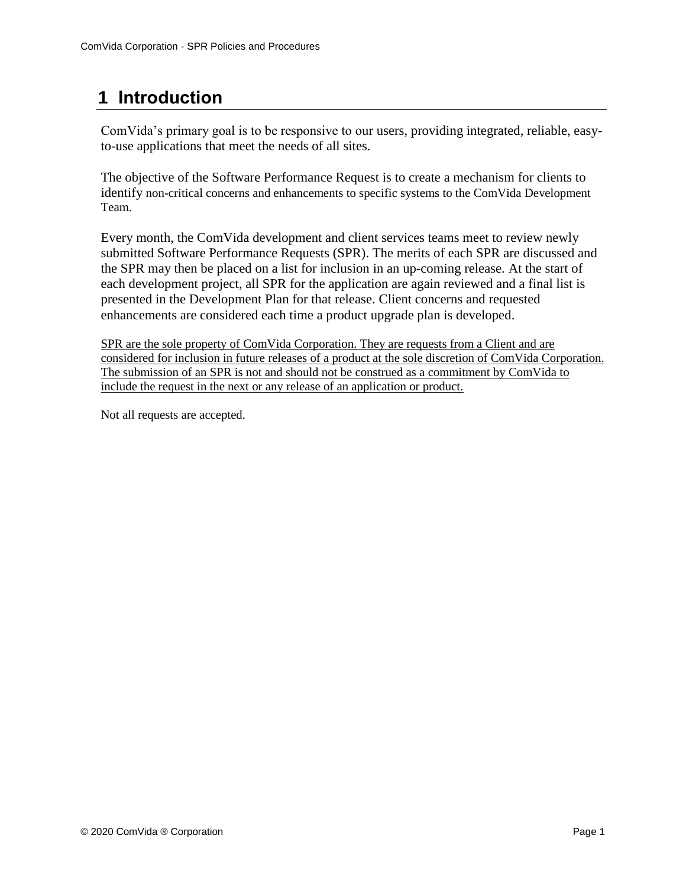# 1 Introduction

ComVida's primary goal is to be responsive to our users, providing integrated, reliable, easy-to-use applications that meet the needs of all sites.

The objective of the Software Performance Request is to create a mechanism for clients to identify non-critical concerns and enhancements to specific systems to the ComVida Development Team.

Every month, the ComVida development and client services teams meet to review newly submitted Software Performance Requests (SPR). The merits of each SPR are discussed and the SPR may then be placed on a list for inclusion in an up-coming release. At the start of each development project, all SPR for the application are again reviewed and a final list is presented in the Development Plan for that release. Client concerns and requested enhancements are considered each time a product upgrade plan is developed.

<u>SPR are the sole property of ComVida Corporation. They are requests from a Client and are considered for inclusion in future releases of a product at the sole discretion of ComVida Corporation. The submission of an SPR is not and should not be construed as a commitment by ComVida to include the request in the next or any release of an application or product.</u>

Not all requests are accepted.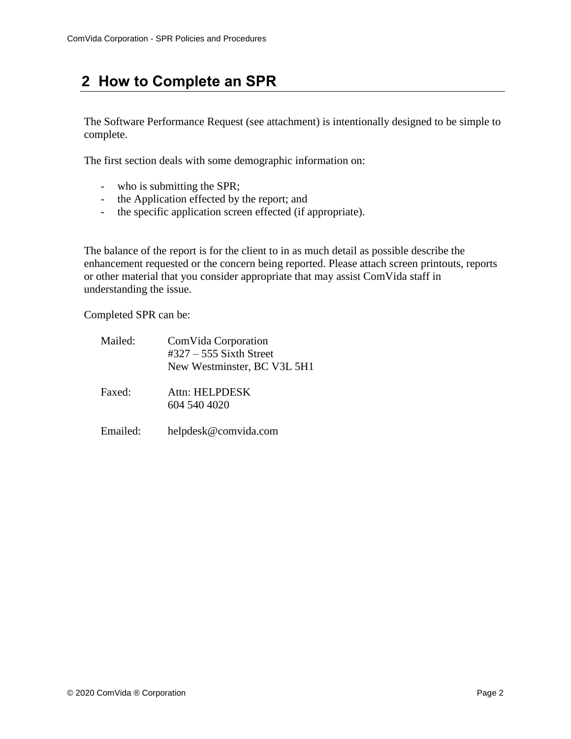# 2 How to Complete an SPR

The Software Performance Request (see attachment) is intentionally designed to be simple to complete.

The first section deals with some demographic information on:

- who is submitting the SPR;
- the Application effected by the report; and
- the specific application screen effected (if appropriate).

The balance of the report is for the client to in as much detail as possible describe the enhancement requested or the concern being reported. Please attach screen printouts, reports or other material that you consider appropriate that may assist ComVida staff in understanding the issue.

Completed SPR can be:

Mailed: ComVida Corporation
#327 – 555 Sixth Street
New Westminster, BC V3L 5H1

Faxed: Attn: HELPDESK
604 540 4020

Emailed: helpdesk@comvida.com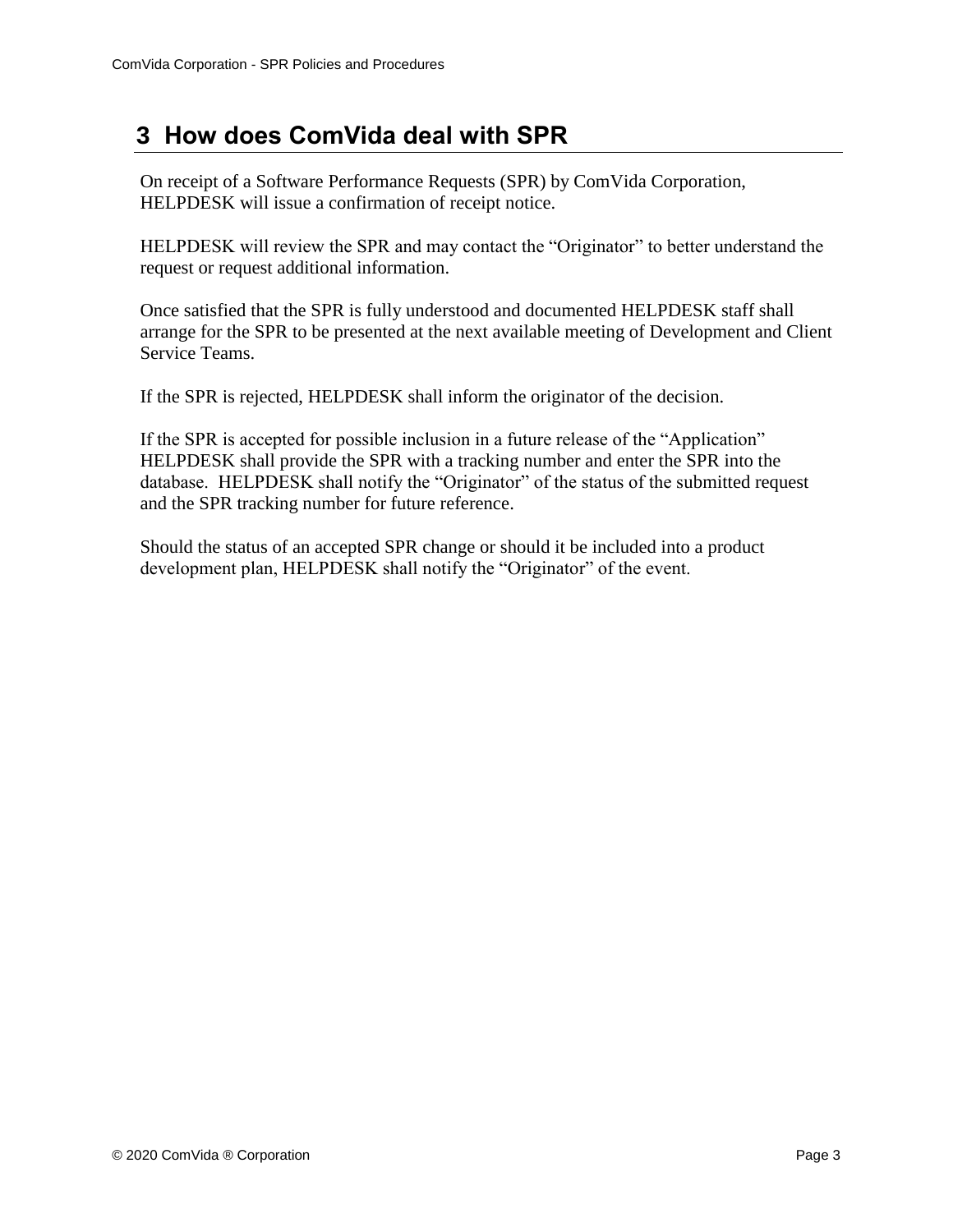# 3 How does ComVida deal with SPR

On receipt of a Software Performance Requests (SPR) by ComVida Corporation, HELPDESK will issue a confirmation of receipt notice.

HELPDESK will review the SPR and may contact the “Originator” to better understand the request or request additional information.

Once satisfied that the SPR is fully understood and documented HELPDESK staff shall arrange for the SPR to be presented at the next available meeting of Development and Client Service Teams.

If the SPR is rejected, HELPDESK shall inform the originator of the decision.

If the SPR is accepted for possible inclusion in a future release of the “Application” HELPDESK shall provide the SPR with a tracking number and enter the SPR into the database. HELPDESK shall notify the “Originator” of the status of the submitted request and the SPR tracking number for future reference.

Should the status of an accepted SPR change or should it be included into a product development plan, HELPDESK shall notify the “Originator” of the event.